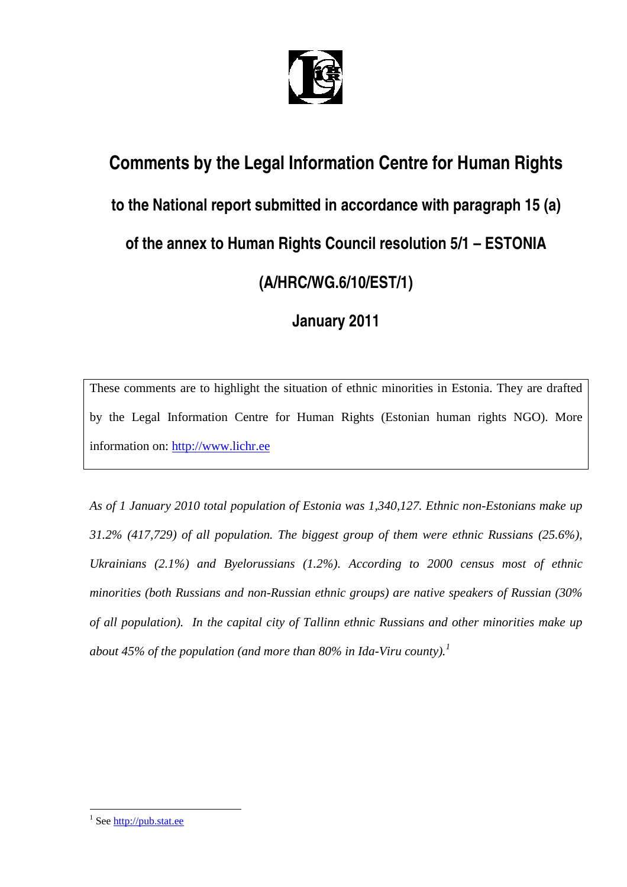# Comments by the Legal Information Centre for Human Rights

## to the National report submitted in accordance with paragraph 15 (a) of the annex to Human Rights Council resolution 5/1 – ESTONIA (A/HRC/WG.6/10/EST/1)

## January 2011

These comments are to highlight the situation of ethnic minorities in Estonia. They are drafted by the Legal Information Centre for Human Rights (Estonian human rights NGO). More information on: http://www.lichr.ee

*As of 1 January 2010 total population of Estonia was 1,340,127. Ethnic non-Estonians make up 31.2% (417,729) of all population. The biggest group of them were ethnic Russians (25.6%), Ukrainians (2.1%) and Byelorussians (1.2%). According to 2000 census most of ethnic minorities (both Russians and non-Russian ethnic groups) are native speakers of Russian (30% of all population). In the capital city of Tallinn ethnic Russians and other minorities make up about 45% of the population (and more than 80% in Ida-Viru county).*[1]

---

[1] See http://pub.stat.ee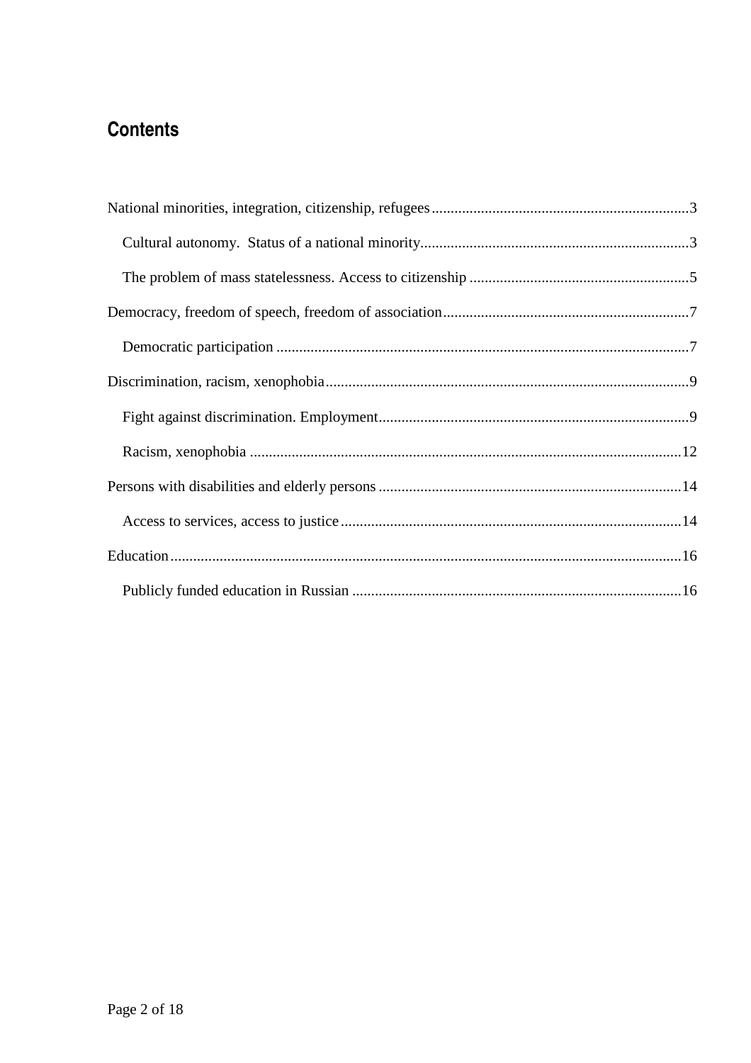## Contents

National minorities, integration, citizenship, refugees ........................................................ 3

- Cultural autonomy. Status of a national minority ........................................................ 3
- The problem of mass statelessness. Access to citizenship ........................................................ 5

Democracy, freedom of speech, freedom of association ........................................................ 7

- Democratic participation ........................................................ 7

Discrimination, racism, xenophobia ........................................................ 9

- Fight against discrimination. Employment ........................................................ 9
- Racism, xenophobia ........................................................ 12

Persons with disabilities and elderly persons ........................................................ 14

- Access to services, access to justice ........................................................ 14

Education ........................................................ 16

- Publicly funded education in Russian ........................................................ 16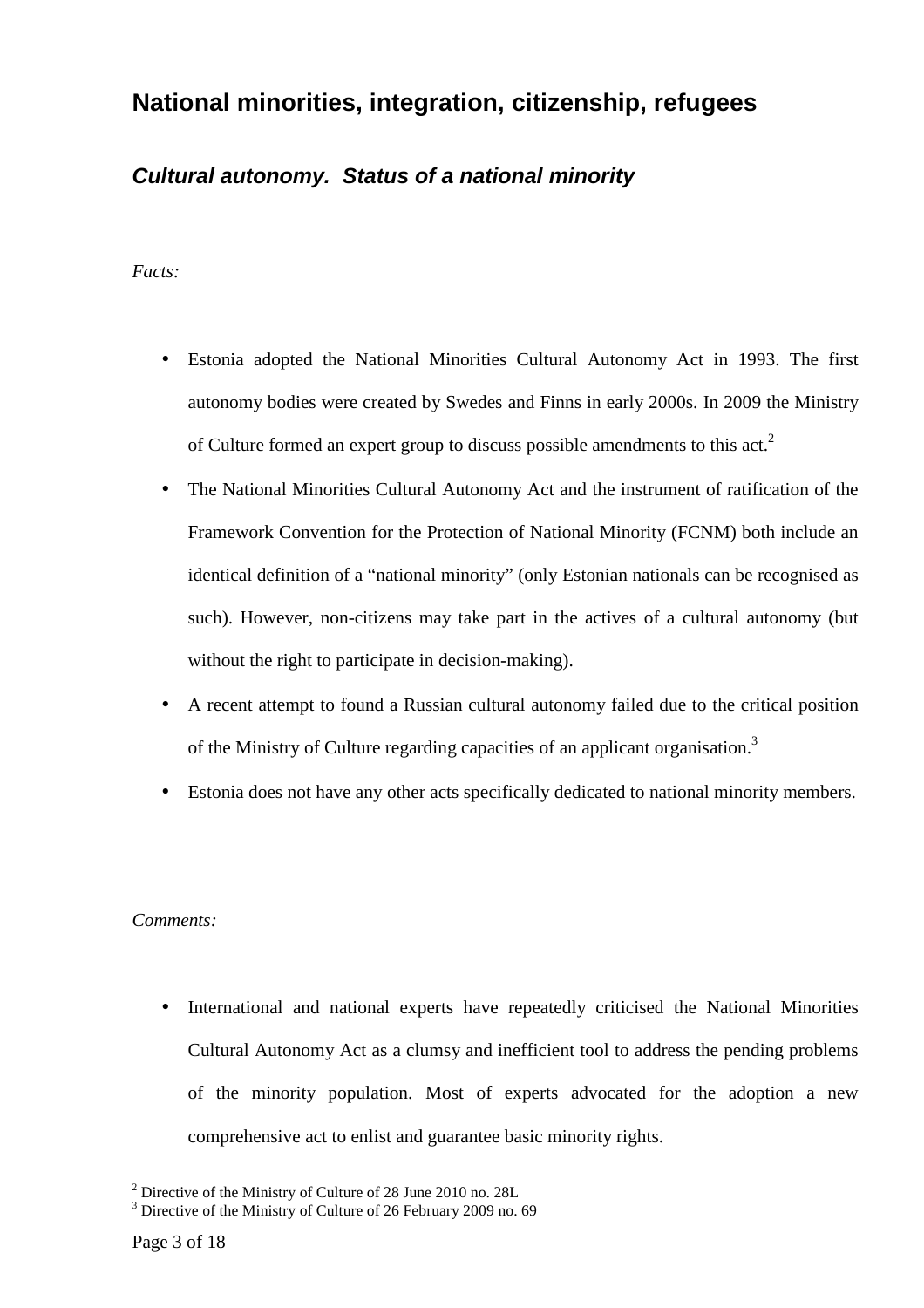## National minorities, integration, citizenship, refugees

### *Cultural autonomy. Status of a national minority*

*Facts:*

- Estonia adopted the National Minorities Cultural Autonomy Act in 1993. The first autonomy bodies were created by Swedes and Finns in early 2000s. In 2009 the Ministry of Culture formed an expert group to discuss possible amendments to this act.[2]
- The National Minorities Cultural Autonomy Act and the instrument of ratification of the Framework Convention for the Protection of National Minority (FCNM) both include an identical definition of a "national minority" (only Estonian nationals can be recognised as such). However, non-citizens may take part in the actives of a cultural autonomy (but without the right to participate in decision-making).
- A recent attempt to found a Russian cultural autonomy failed due to the critical position of the Ministry of Culture regarding capacities of an applicant organisation.[3]
- Estonia does not have any other acts specifically dedicated to national minority members.

*Comments:*

- International and national experts have repeatedly criticised the National Minorities Cultural Autonomy Act as a clumsy and inefficient tool to address the pending problems of the minority population. Most of experts advocated for the adoption a new comprehensive act to enlist and guarantee basic minority rights.

---

[2] Directive of the Ministry of Culture of 28 June 2010 no. 28L

[3] Directive of the Ministry of Culture of 26 February 2009 no. 69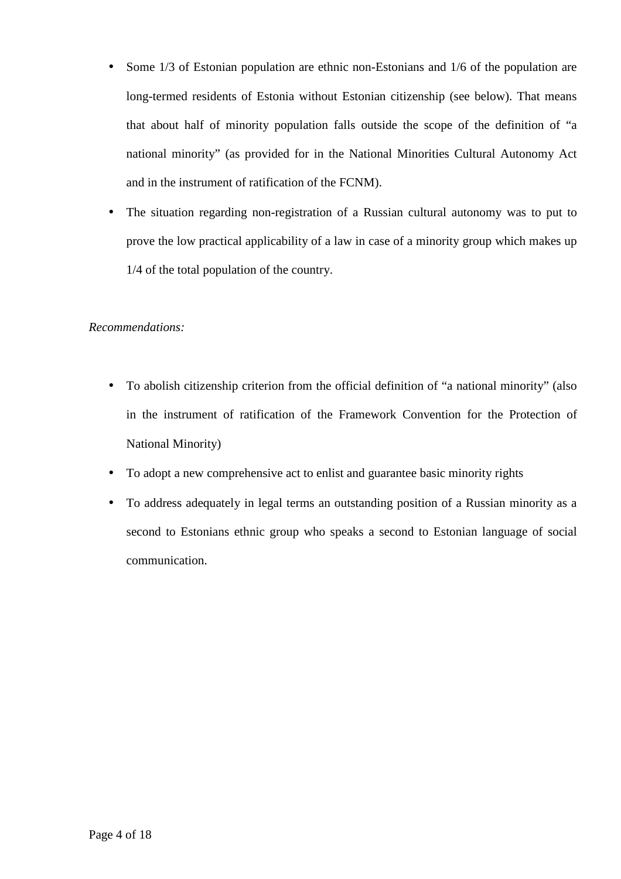- Some 1/3 of Estonian population are ethnic non-Estonians and 1/6 of the population are long-termed residents of Estonia without Estonian citizenship (see below). That means that about half of minority population falls outside the scope of the definition of "a national minority" (as provided for in the National Minorities Cultural Autonomy Act and in the instrument of ratification of the FCNM).
- The situation regarding non-registration of a Russian cultural autonomy was to put to prove the low practical applicability of a law in case of a minority group which makes up 1/4 of the total population of the country.

*Recommendations:*

- To abolish citizenship criterion from the official definition of "a national minority" (also in the instrument of ratification of the Framework Convention for the Protection of National Minority)
- To adopt a new comprehensive act to enlist and guarantee basic minority rights
- To address adequately in legal terms an outstanding position of a Russian minority as a second to Estonians ethnic group who speaks a second to Estonian language of social communication.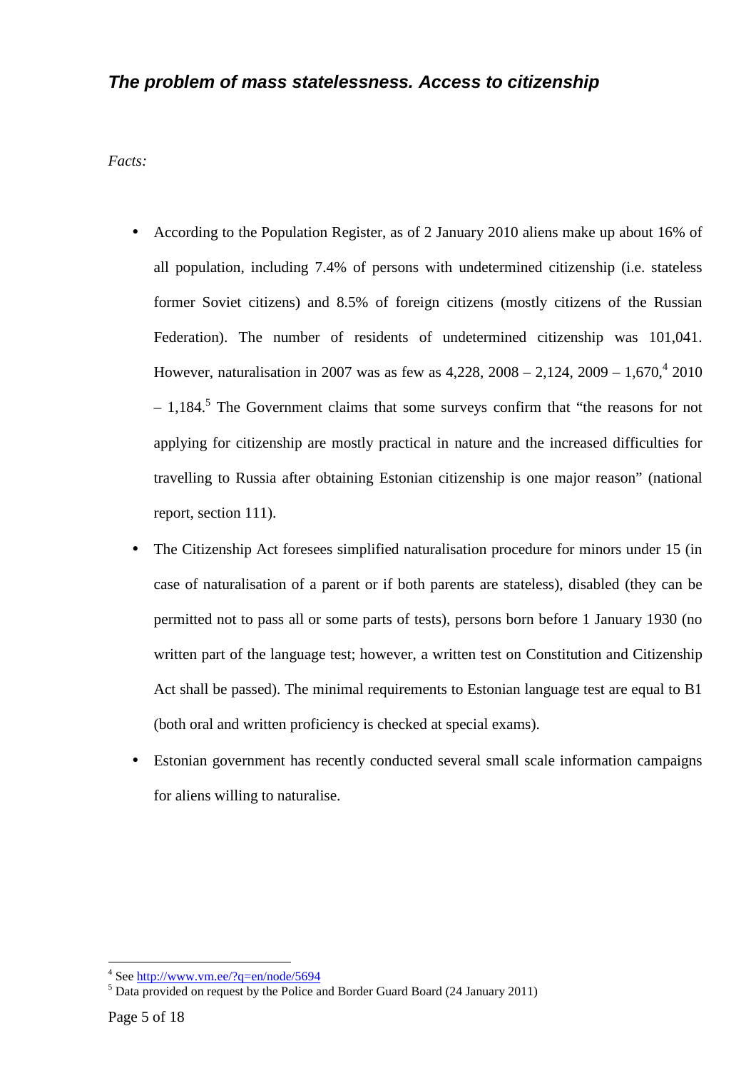## ***The problem of mass statelessness. Access to citizenship***

*Facts:*

- According to the Population Register, as of 2 January 2010 aliens make up about 16% of all population, including 7.4% of persons with undetermined citizenship (i.e. stateless former Soviet citizens) and 8.5% of foreign citizens (mostly citizens of the Russian Federation). The number of residents of undetermined citizenship was 101,041. However, naturalisation in 2007 was as few as 4,228, 2008 – 2,124, 2009 – 1,670,[4] 2010 – 1,184.[5] The Government claims that some surveys confirm that "the reasons for not applying for citizenship are mostly practical in nature and the increased difficulties for travelling to Russia after obtaining Estonian citizenship is one major reason" (national report, section 111).
- The Citizenship Act foresees simplified naturalisation procedure for minors under 15 (in case of naturalisation of a parent or if both parents are stateless), disabled (they can be permitted not to pass all or some parts of tests), persons born before 1 January 1930 (no written part of the language test; however, a written test on Constitution and Citizenship Act shall be passed). The minimal requirements to Estonian language test are equal to B1 (both oral and written proficiency is checked at special exams).
- Estonian government has recently conducted several small scale information campaigns for aliens willing to naturalise.

---

[4] See http://www.vm.ee/?q=en/node/5694

[5] Data provided on request by the Police and Border Guard Board (24 January 2011)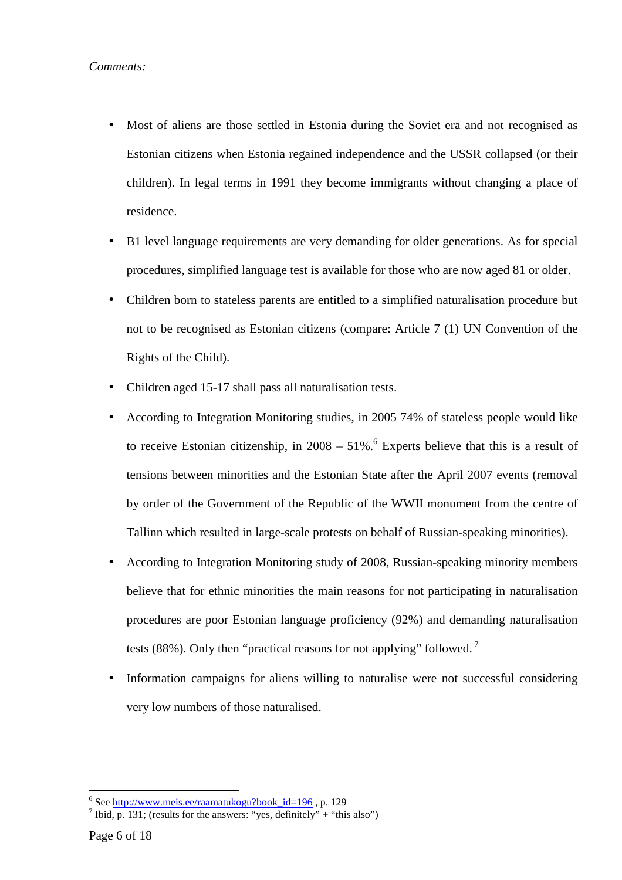*Comments:*

- Most of aliens are those settled in Estonia during the Soviet era and not recognised as Estonian citizens when Estonia regained independence and the USSR collapsed (or their children). In legal terms in 1991 they become immigrants without changing a place of residence.
- B1 level language requirements are very demanding for older generations. As for special procedures, simplified language test is available for those who are now aged 81 or older.
- Children born to stateless parents are entitled to a simplified naturalisation procedure but not to be recognised as Estonian citizens (compare: Article 7 (1) UN Convention of the Rights of the Child).
- Children aged 15-17 shall pass all naturalisation tests.
- According to Integration Monitoring studies, in 2005 74% of stateless people would like to receive Estonian citizenship, in 2008 – 51%.[6] Experts believe that this is a result of tensions between minorities and the Estonian State after the April 2007 events (removal by order of the Government of the Republic of the WWII monument from the centre of Tallinn which resulted in large-scale protests on behalf of Russian-speaking minorities).
- According to Integration Monitoring study of 2008, Russian-speaking minority members believe that for ethnic minorities the main reasons for not participating in naturalisation procedures are poor Estonian language proficiency (92%) and demanding naturalisation tests (88%). Only then "practical reasons for not applying" followed.[7]
- Information campaigns for aliens willing to naturalise were not successful considering very low numbers of those naturalised.

---

[6] See http://www.meis.ee/raamatukogu?book_id=196 , p. 129

[7] Ibid, p. 131; (results for the answers: "yes, definitely" + "this also")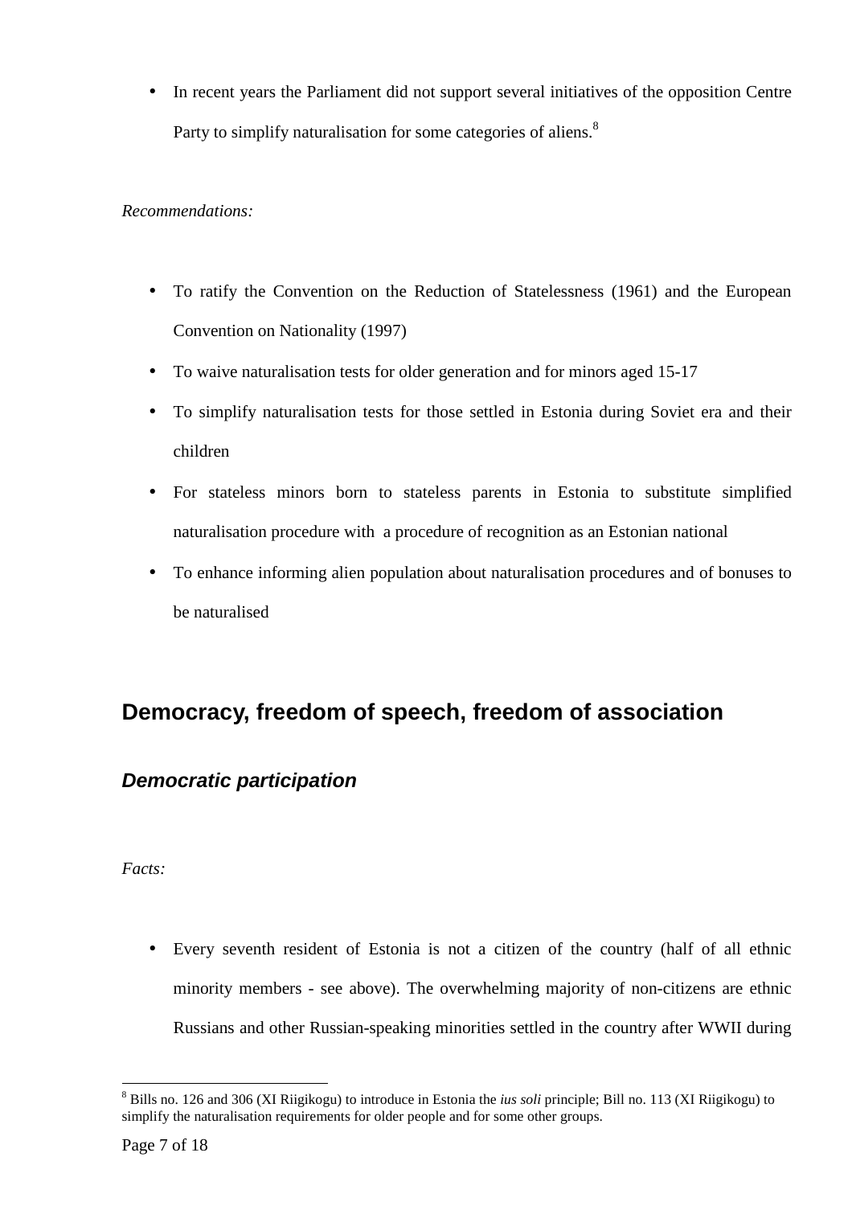- In recent years the Parliament did not support several initiatives of the opposition Centre Party to simplify naturalisation for some categories of aliens.[8]

*Recommendations:*

- To ratify the Convention on the Reduction of Statelessness (1961) and the European Convention on Nationality (1997)
- To waive naturalisation tests for older generation and for minors aged 15-17
- To simplify naturalisation tests for those settled in Estonia during Soviet era and their children
- For stateless minors born to stateless parents in Estonia to substitute simplified naturalisation procedure with a procedure of recognition as an Estonian national
- To enhance informing alien population about naturalisation procedures and of bonuses to be naturalised

## Democracy, freedom of speech, freedom of association

### *Democratic participation*

*Facts:*

- Every seventh resident of Estonia is not a citizen of the country (half of all ethnic minority members - see above). The overwhelming majority of non-citizens are ethnic Russians and other Russian-speaking minorities settled in the country after WWII during

---

[8] Bills no. 126 and 306 (XI Riigikogu) to introduce in Estonia the *ius soli* principle; Bill no. 113 (XI Riigikogu) to simplify the naturalisation requirements for older people and for some other groups.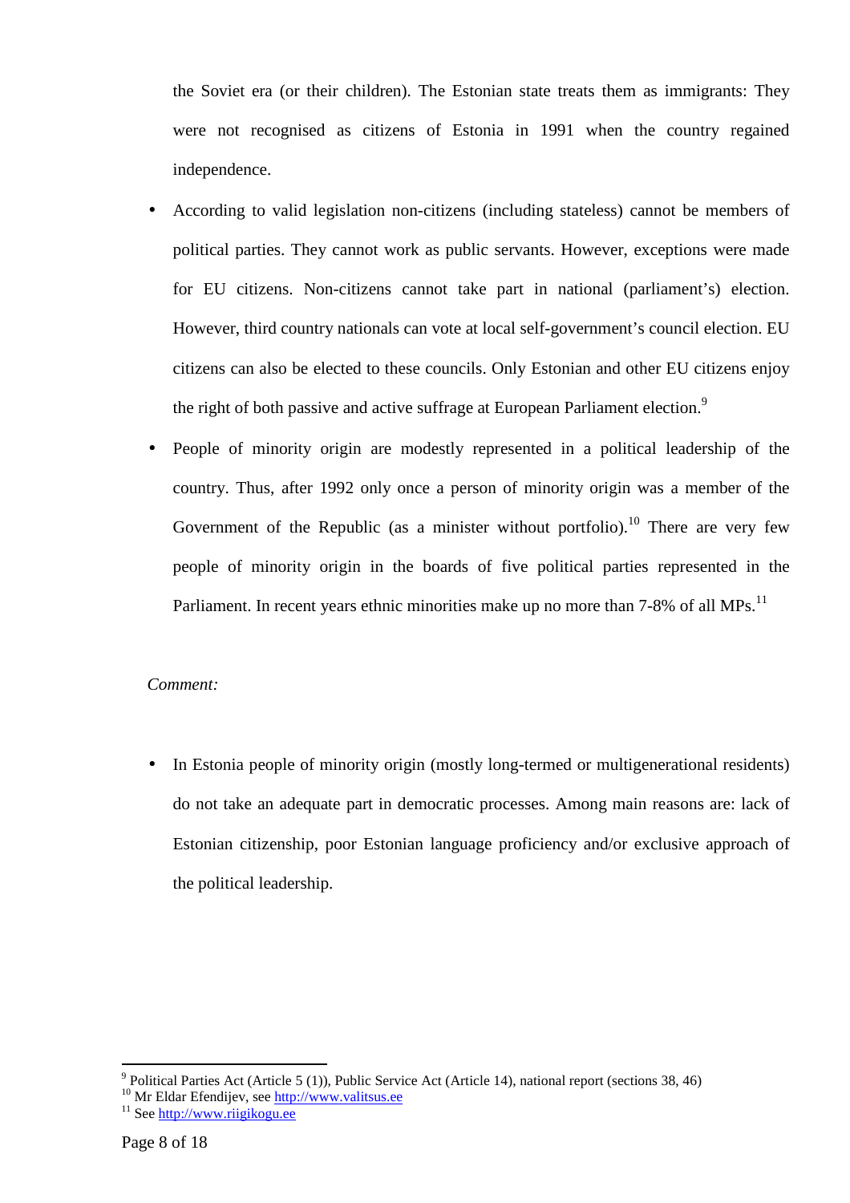the Soviet era (or their children). The Estonian state treats them as immigrants: They were not recognised as citizens of Estonia in 1991 when the country regained independence.

- According to valid legislation non-citizens (including stateless) cannot be members of political parties. They cannot work as public servants. However, exceptions were made for EU citizens. Non-citizens cannot take part in national (parliament's) election. However, third country nationals can vote at local self-government's council election. EU citizens can also be elected to these councils. Only Estonian and other EU citizens enjoy the right of both passive and active suffrage at European Parliament election.[9]
- People of minority origin are modestly represented in a political leadership of the country. Thus, after 1992 only once a person of minority origin was a member of the Government of the Republic (as a minister without portfolio).[10] There are very few people of minority origin in the boards of five political parties represented in the Parliament. In recent years ethnic minorities make up no more than 7-8% of all MPs.[11]

*Comment:*

- In Estonia people of minority origin (mostly long-termed or multigenerational residents) do not take an adequate part in democratic processes. Among main reasons are: lack of Estonian citizenship, poor Estonian language proficiency and/or exclusive approach of the political leadership.

---

[9] Political Parties Act (Article 5 (1)), Public Service Act (Article 14), national report (sections 38, 46)

[10] Mr Eldar Efendijev, see http://www.valitsus.ee

[11] See http://www.riigikogu.ee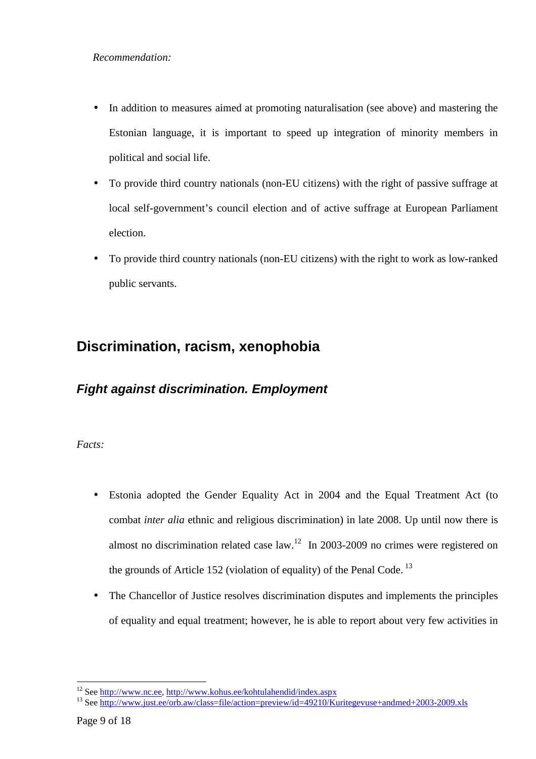*Recommendation:*

- In addition to measures aimed at promoting naturalisation (see above) and mastering the Estonian language, it is important to speed up integration of minority members in political and social life.
- To provide third country nationals (non-EU citizens) with the right of passive suffrage at local self-government's council election and of active suffrage at European Parliament election.
- To provide third country nationals (non-EU citizens) with the right to work as low-ranked public servants.

## Discrimination, racism, xenophobia

### *Fight against discrimination. Employment*

*Facts:*

- Estonia adopted the Gender Equality Act in 2004 and the Equal Treatment Act (to combat *inter alia* ethnic and religious discrimination) in late 2008. Up until now there is almost no discrimination related case law.[12] In 2003-2009 no crimes were registered on the grounds of Article 152 (violation of equality) of the Penal Code. [13]
- The Chancellor of Justice resolves discrimination disputes and implements the principles of equality and equal treatment; however, he is able to report about very few activities in

---

[12] See http://www.nc.ee, http://www.kohus.ee/kohtulahendid/index.aspx

[13] See http://www.just.ee/orb.aw/class=file/action=preview/id=49210/Kuritegevuse+andmed+2003-2009.xls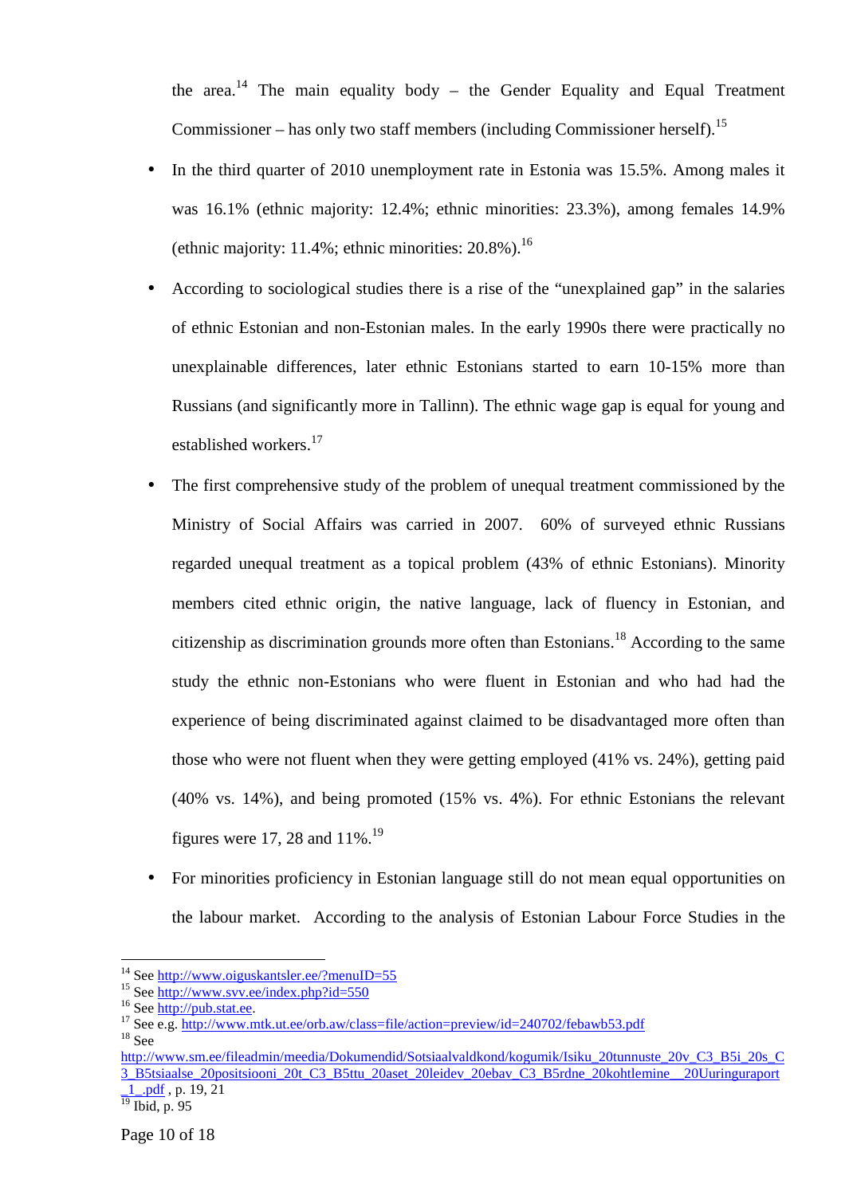the area.[14] The main equality body – the Gender Equality and Equal Treatment Commissioner – has only two staff members (including Commissioner herself).[15]

- In the third quarter of 2010 unemployment rate in Estonia was 15.5%. Among males it was 16.1% (ethnic majority: 12.4%; ethnic minorities: 23.3%), among females 14.9% (ethnic majority: 11.4%; ethnic minorities: 20.8%).[16]
- According to sociological studies there is a rise of the "unexplained gap" in the salaries of ethnic Estonian and non-Estonian males. In the early 1990s there were practically no unexplainable differences, later ethnic Estonians started to earn 10-15% more than Russians (and significantly more in Tallinn). The ethnic wage gap is equal for young and established workers.[17]
- The first comprehensive study of the problem of unequal treatment commissioned by the Ministry of Social Affairs was carried in 2007. 60% of surveyed ethnic Russians regarded unequal treatment as a topical problem (43% of ethnic Estonians). Minority members cited ethnic origin, the native language, lack of fluency in Estonian, and citizenship as discrimination grounds more often than Estonians.[18] According to the same study the ethnic non-Estonians who were fluent in Estonian and who had had the experience of being discriminated against claimed to be disadvantaged more often than those who were not fluent when they were getting employed (41% vs. 24%), getting paid (40% vs. 14%), and being promoted (15% vs. 4%). For ethnic Estonians the relevant figures were 17, 28 and 11%.[19]
- For minorities proficiency in Estonian language still do not mean equal opportunities on the labour market. According to the analysis of Estonian Labour Force Studies in the

---

[14] See http://www.oiguskantsler.ee/?menuID=55

[15] See http://www.svv.ee/index.php?id=550

[16] See http://pub.stat.ee.

[17] See e.g. http://www.mtk.ut.ee/orb.aw/class=file/action=preview/id=240702/febawb53.pdf

[18] See http://www.sm.ee/fileadmin/meedia/Dokumendid/Sotsiaalvaldkond/kogumik/Isiku_20tunnuste_20v_C3_B5i_20s_C3_B5tsiaalse_20positsiooni_20t_C3_B5ttu_20aset_20leidev_20ebav_C3_B5rdne_20kohtlemine__20Uuringuraport_1_.pdf , p. 19, 21

[19] Ibid, p. 95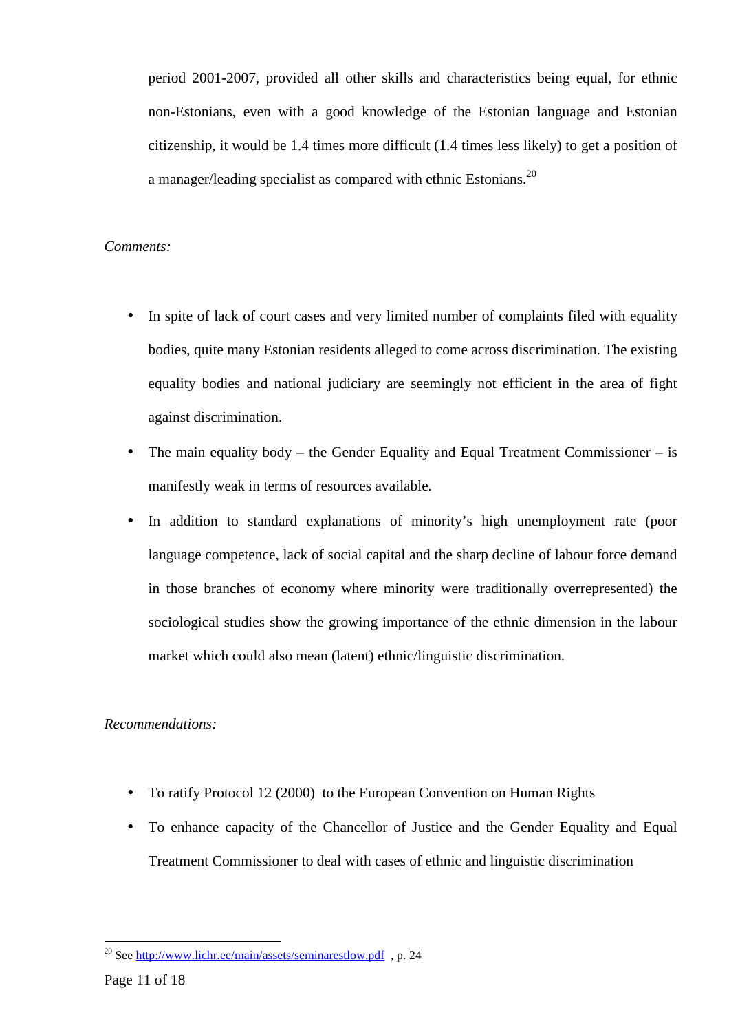period 2001-2007, provided all other skills and characteristics being equal, for ethnic non-Estonians, even with a good knowledge of the Estonian language and Estonian citizenship, it would be 1.4 times more difficult (1.4 times less likely) to get a position of a manager/leading specialist as compared with ethnic Estonians.[20]

*Comments:*

- In spite of lack of court cases and very limited number of complaints filed with equality bodies, quite many Estonian residents alleged to come across discrimination. The existing equality bodies and national judiciary are seemingly not efficient in the area of fight against discrimination.
- The main equality body – the Gender Equality and Equal Treatment Commissioner – is manifestly weak in terms of resources available.
- In addition to standard explanations of minority's high unemployment rate (poor language competence, lack of social capital and the sharp decline of labour force demand in those branches of economy where minority were traditionally overrepresented) the sociological studies show the growing importance of the ethnic dimension in the labour market which could also mean (latent) ethnic/linguistic discrimination.

*Recommendations:*

- To ratify Protocol 12 (2000) to the European Convention on Human Rights
- To enhance capacity of the Chancellor of Justice and the Gender Equality and Equal Treatment Commissioner to deal with cases of ethnic and linguistic discrimination

[20] See http://www.lichr.ee/main/assets/seminarestlow.pdf , p. 24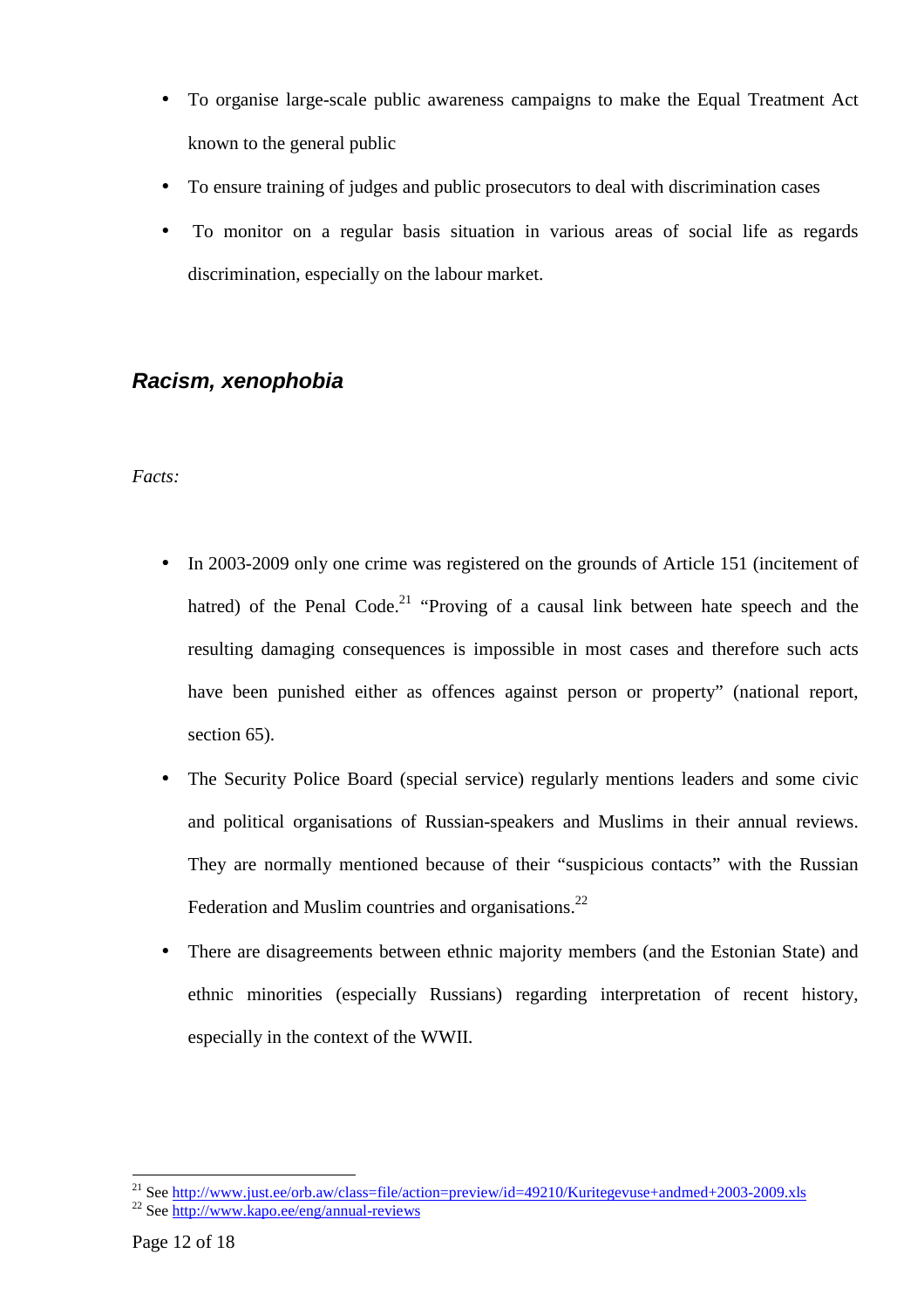- To organise large-scale public awareness campaigns to make the Equal Treatment Act known to the general public
- To ensure training of judges and public prosecutors to deal with discrimination cases
- To monitor on a regular basis situation in various areas of social life as regards discrimination, especially on the labour market.

### *Racism, xenophobia*

*Facts:*

- In 2003-2009 only one crime was registered on the grounds of Article 151 (incitement of hatred) of the Penal Code.[21] "Proving of a causal link between hate speech and the resulting damaging consequences is impossible in most cases and therefore such acts have been punished either as offences against person or property" (national report, section 65).
- The Security Police Board (special service) regularly mentions leaders and some civic and political organisations of Russian-speakers and Muslims in their annual reviews. They are normally mentioned because of their "suspicious contacts" with the Russian Federation and Muslim countries and organisations.[22]
- There are disagreements between ethnic majority members (and the Estonian State) and ethnic minorities (especially Russians) regarding interpretation of recent history, especially in the context of the WWII.

---

[21] See http://www.just.ee/orb.aw/class=file/action=preview/id=49210/Kuritegevuse+andmed+2003-2009.xls

[22] See http://www.kapo.ee/eng/annual-reviews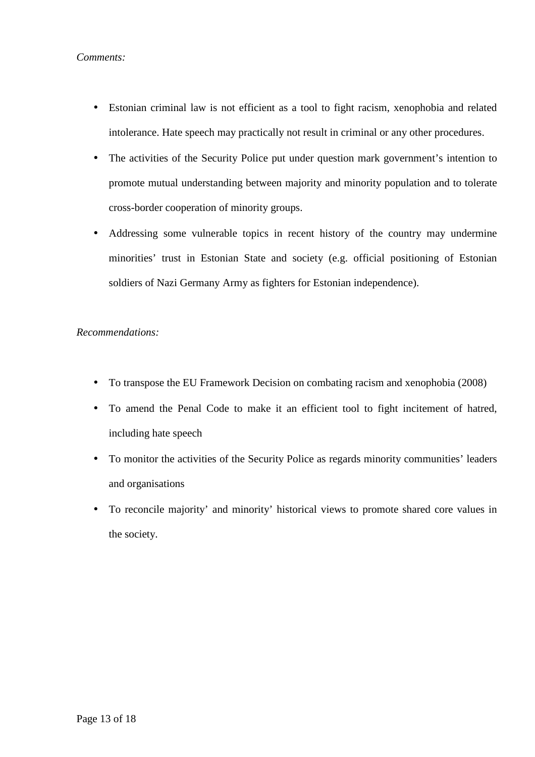*Comments:*

- Estonian criminal law is not efficient as a tool to fight racism, xenophobia and related intolerance. Hate speech may practically not result in criminal or any other procedures.
- The activities of the Security Police put under question mark government's intention to promote mutual understanding between majority and minority population and to tolerate cross-border cooperation of minority groups.
- Addressing some vulnerable topics in recent history of the country may undermine minorities' trust in Estonian State and society (e.g. official positioning of Estonian soldiers of Nazi Germany Army as fighters for Estonian independence).

*Recommendations:*

- To transpose the EU Framework Decision on combating racism and xenophobia (2008)
- To amend the Penal Code to make it an efficient tool to fight incitement of hatred, including hate speech
- To monitor the activities of the Security Police as regards minority communities' leaders and organisations
- To reconcile majority' and minority' historical views to promote shared core values in the society.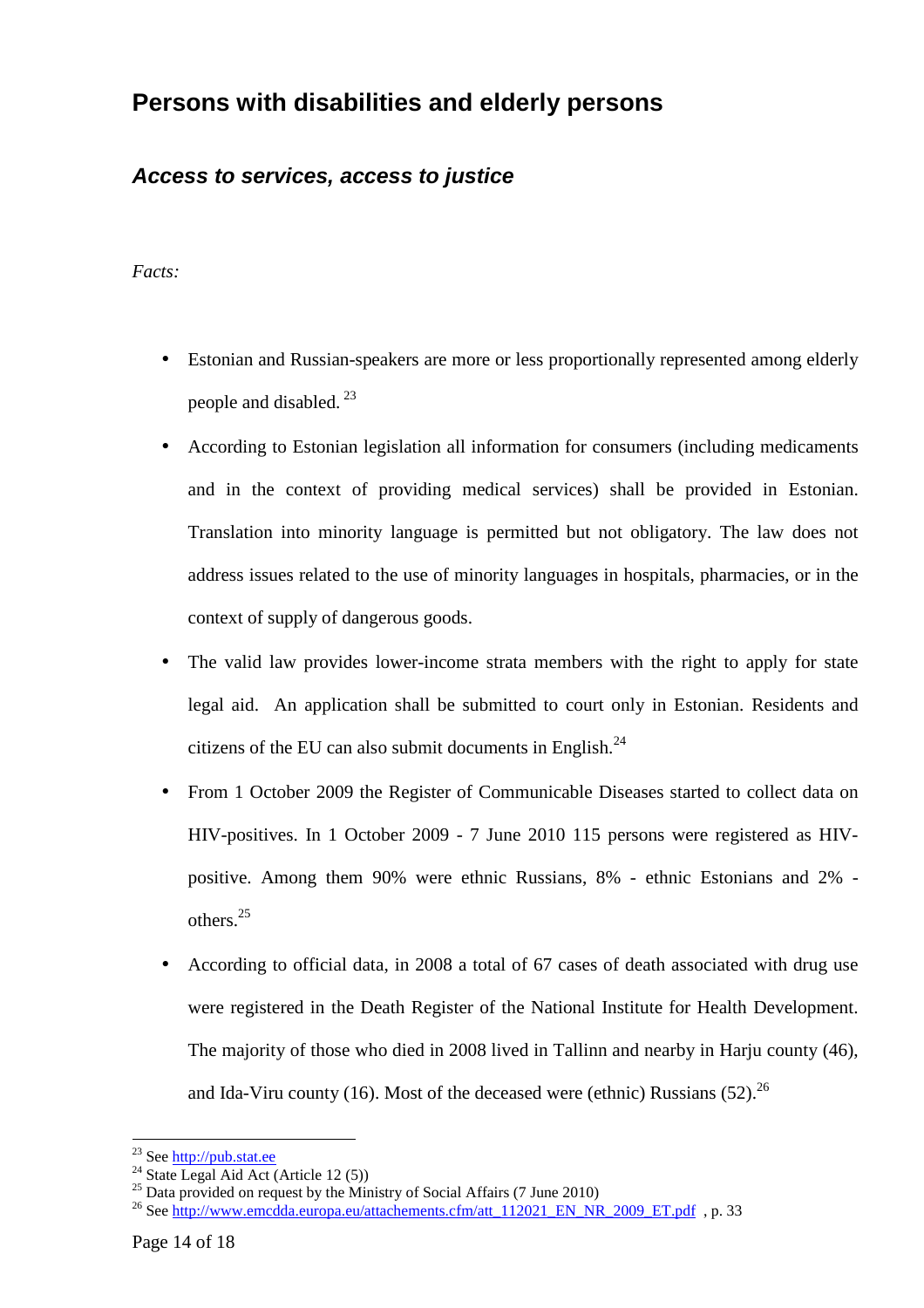## Persons with disabilities and elderly persons

### *Access to services, access to justice*

*Facts:*

- Estonian and Russian-speakers are more or less proportionally represented among elderly people and disabled. [23]
- According to Estonian legislation all information for consumers (including medicaments and in the context of providing medical services) shall be provided in Estonian. Translation into minority language is permitted but not obligatory. The law does not address issues related to the use of minority languages in hospitals, pharmacies, or in the context of supply of dangerous goods.
- The valid law provides lower-income strata members with the right to apply for state legal aid. An application shall be submitted to court only in Estonian. Residents and citizens of the EU can also submit documents in English.[24]
- From 1 October 2009 the Register of Communicable Diseases started to collect data on HIV-positives. In 1 October 2009 - 7 June 2010 115 persons were registered as HIV-positive. Among them 90% were ethnic Russians, 8% - ethnic Estonians and 2% - others.[25]
- According to official data, in 2008 a total of 67 cases of death associated with drug use were registered in the Death Register of the National Institute for Health Development. The majority of those who died in 2008 lived in Tallinn and nearby in Harju county (46), and Ida-Viru county (16). Most of the deceased were (ethnic) Russians (52).[26]

---

[23] See http://pub.stat.ee

[24] State Legal Aid Act (Article 12 (5))

[25] Data provided on request by the Ministry of Social Affairs (7 June 2010)

[26] See http://www.emcdda.europa.eu/attachements.cfm/att_112021_EN_NR_2009_ET.pdf , p. 33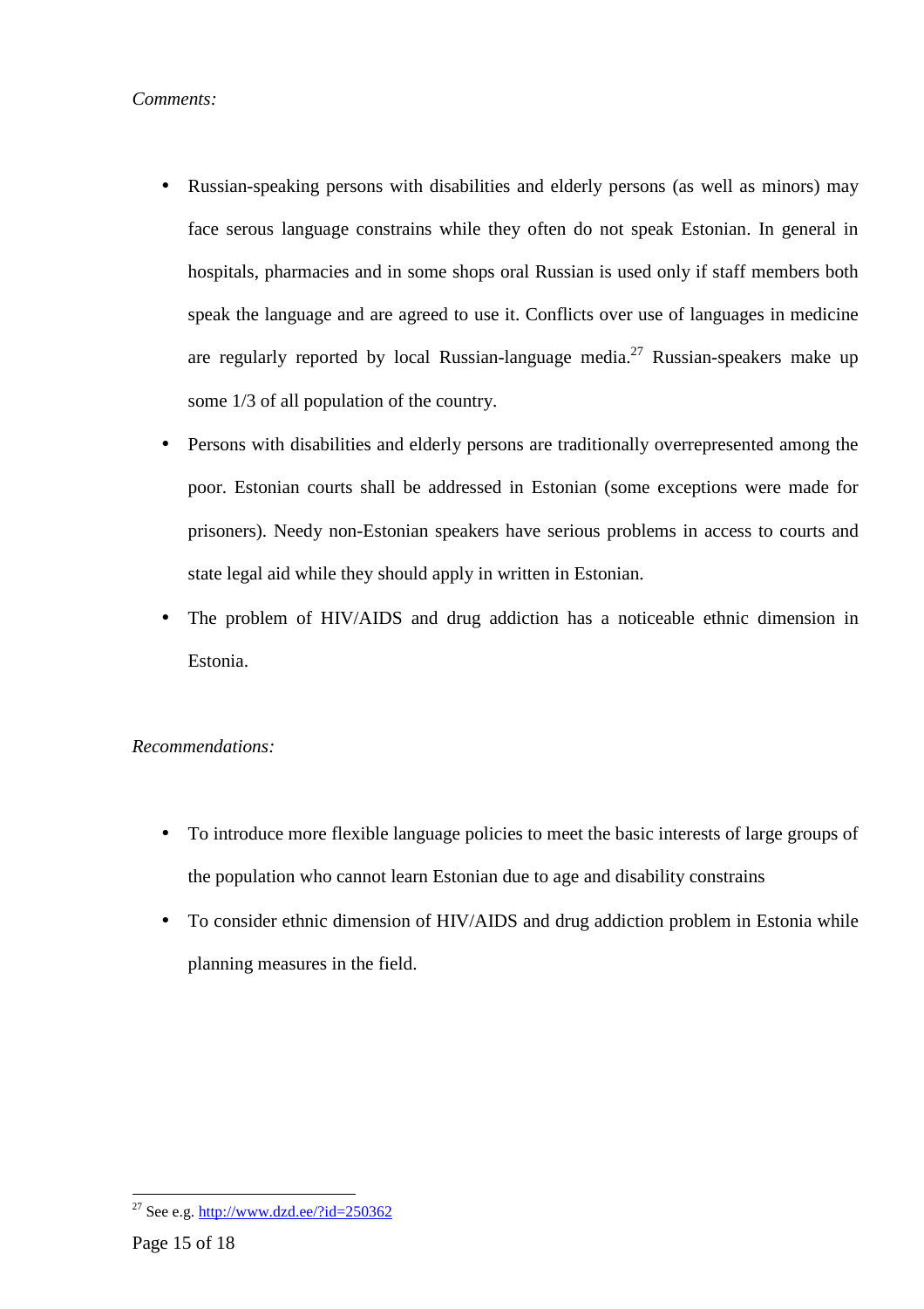*Comments:*

- Russian-speaking persons with disabilities and elderly persons (as well as minors) may face serous language constrains while they often do not speak Estonian. In general in hospitals, pharmacies and in some shops oral Russian is used only if staff members both speak the language and are agreed to use it. Conflicts over use of languages in medicine are regularly reported by local Russian-language media.[27] Russian-speakers make up some 1/3 of all population of the country.
- Persons with disabilities and elderly persons are traditionally overrepresented among the poor. Estonian courts shall be addressed in Estonian (some exceptions were made for prisoners). Needy non-Estonian speakers have serious problems in access to courts and state legal aid while they should apply in written in Estonian.
- The problem of HIV/AIDS and drug addiction has a noticeable ethnic dimension in Estonia.

*Recommendations:*

- To introduce more flexible language policies to meet the basic interests of large groups of the population who cannot learn Estonian due to age and disability constrains
- To consider ethnic dimension of HIV/AIDS and drug addiction problem in Estonia while planning measures in the field.

---

[27] See e.g. http://www.dzd.ee/?id=250362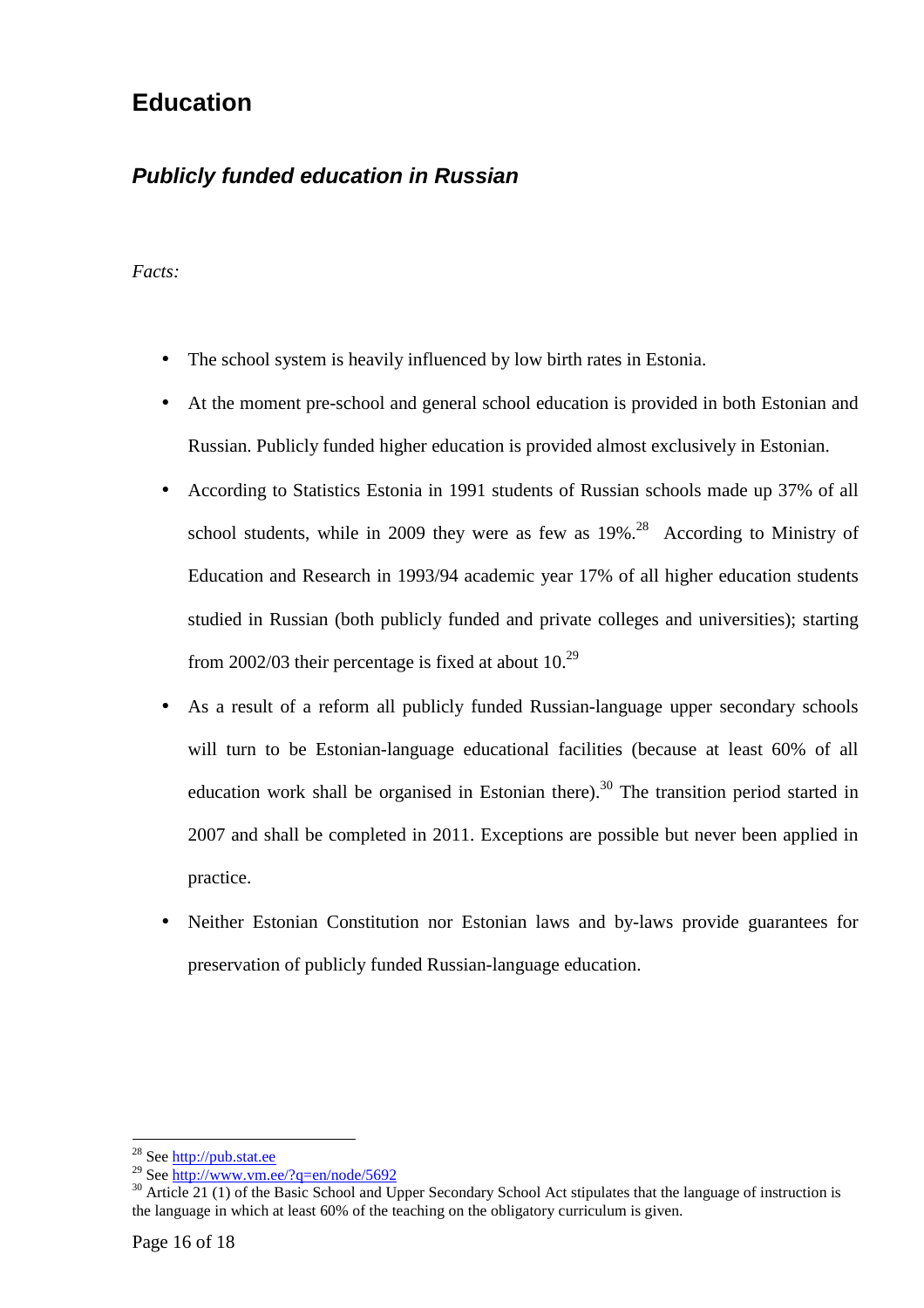## Education

### *Publicly funded education in Russian*

*Facts:*

- The school system is heavily influenced by low birth rates in Estonia.
- At the moment pre-school and general school education is provided in both Estonian and Russian. Publicly funded higher education is provided almost exclusively in Estonian.
- According to Statistics Estonia in 1991 students of Russian schools made up 37% of all school students, while in 2009 they were as few as 19%.[28] According to Ministry of Education and Research in 1993/94 academic year 17% of all higher education students studied in Russian (both publicly funded and private colleges and universities); starting from 2002/03 their percentage is fixed at about 10.[29]
- As a result of a reform all publicly funded Russian-language upper secondary schools will turn to be Estonian-language educational facilities (because at least 60% of all education work shall be organised in Estonian there).[30] The transition period started in 2007 and shall be completed in 2011. Exceptions are possible but never been applied in practice.
- Neither Estonian Constitution nor Estonian laws and by-laws provide guarantees for preservation of publicly funded Russian-language education.

---

[28] See http://pub.stat.ee

[29] See http://www.vm.ee/?q=en/node/5692

[30] Article 21 (1) of the Basic School and Upper Secondary School Act stipulates that the language of instruction is the language in which at least 60% of the teaching on the obligatory curriculum is given.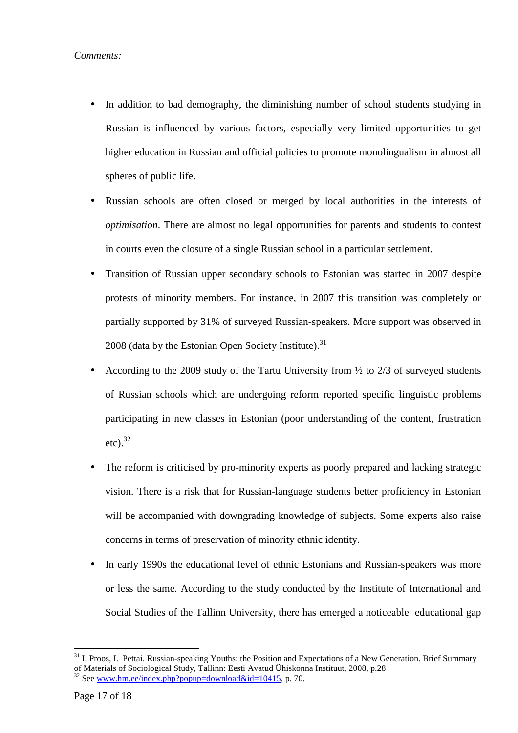*Comments:*

- In addition to bad demography, the diminishing number of school students studying in Russian is influenced by various factors, especially very limited opportunities to get higher education in Russian and official policies to promote monolingualism in almost all spheres of public life.
- Russian schools are often closed or merged by local authorities in the interests of *optimisation*. There are almost no legal opportunities for parents and students to contest in courts even the closure of a single Russian school in a particular settlement.
- Transition of Russian upper secondary schools to Estonian was started in 2007 despite protests of minority members. For instance, in 2007 this transition was completely or partially supported by 31% of surveyed Russian-speakers. More support was observed in 2008 (data by the Estonian Open Society Institute).[31]
- According to the 2009 study of the Tartu University from ½ to 2/3 of surveyed students of Russian schools which are undergoing reform reported specific linguistic problems participating in new classes in Estonian (poor understanding of the content, frustration etc).[32]
- The reform is criticised by pro-minority experts as poorly prepared and lacking strategic vision. There is a risk that for Russian-language students better proficiency in Estonian will be accompanied with downgrading knowledge of subjects. Some experts also raise concerns in terms of preservation of minority ethnic identity.
- In early 1990s the educational level of ethnic Estonians and Russian-speakers was more or less the same. According to the study conducted by the Institute of International and Social Studies of the Tallinn University, there has emerged a noticeable educational gap

---

[31] I. Proos, I. Pettai. Russian-speaking Youths: the Position and Expectations of a New Generation. Brief Summary of Materials of Sociological Study, Tallinn: Eesti Avatud Ühiskonna Instituut, 2008, p.28

[32] See www.hm.ee/index.php?popup=download&id=10415, p. 70.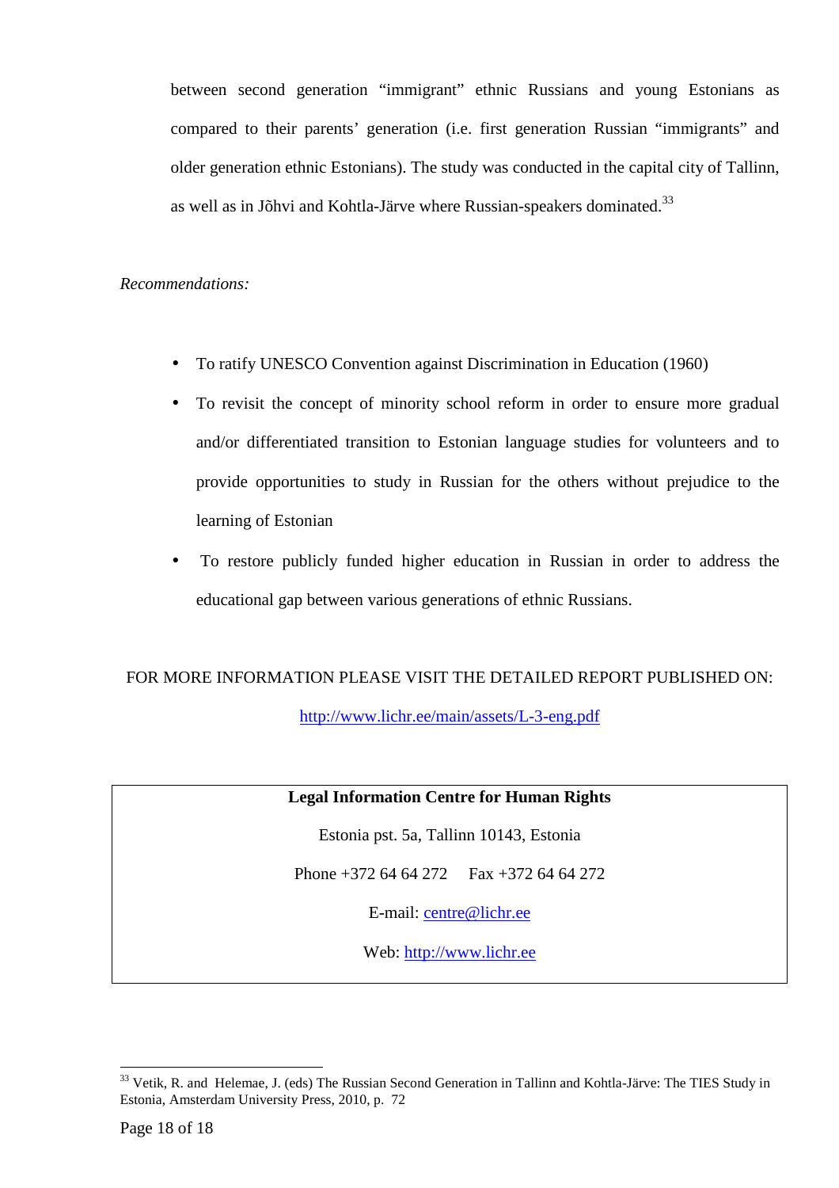between second generation "immigrant" ethnic Russians and young Estonians as compared to their parents' generation (i.e. first generation Russian "immigrants" and older generation ethnic Estonians). The study was conducted in the capital city of Tallinn, as well as in Jõhvi and Kohtla-Järve where Russian-speakers dominated.[33]

*Recommendations:*

- To ratify UNESCO Convention against Discrimination in Education (1960)
- To revisit the concept of minority school reform in order to ensure more gradual and/or differentiated transition to Estonian language studies for volunteers and to provide opportunities to study in Russian for the others without prejudice to the learning of Estonian
- To restore publicly funded higher education in Russian in order to address the educational gap between various generations of ethnic Russians.

FOR MORE INFORMATION PLEASE VISIT THE DETAILED REPORT PUBLISHED ON:

http://www.lichr.ee/main/assets/L-3-eng.pdf

**Legal Information Centre for Human Rights**

Estonia pst. 5a, Tallinn 10143, Estonia

Phone +372 64 64 272 Fax +372 64 64 272

E-mail: centre@lichr.ee

Web: http://www.lichr.ee

[33] Vetik, R. and Helemae, J. (eds) The Russian Second Generation in Tallinn and Kohtla-Järve: The TIES Study in Estonia, Amsterdam University Press, 2010, p. 72